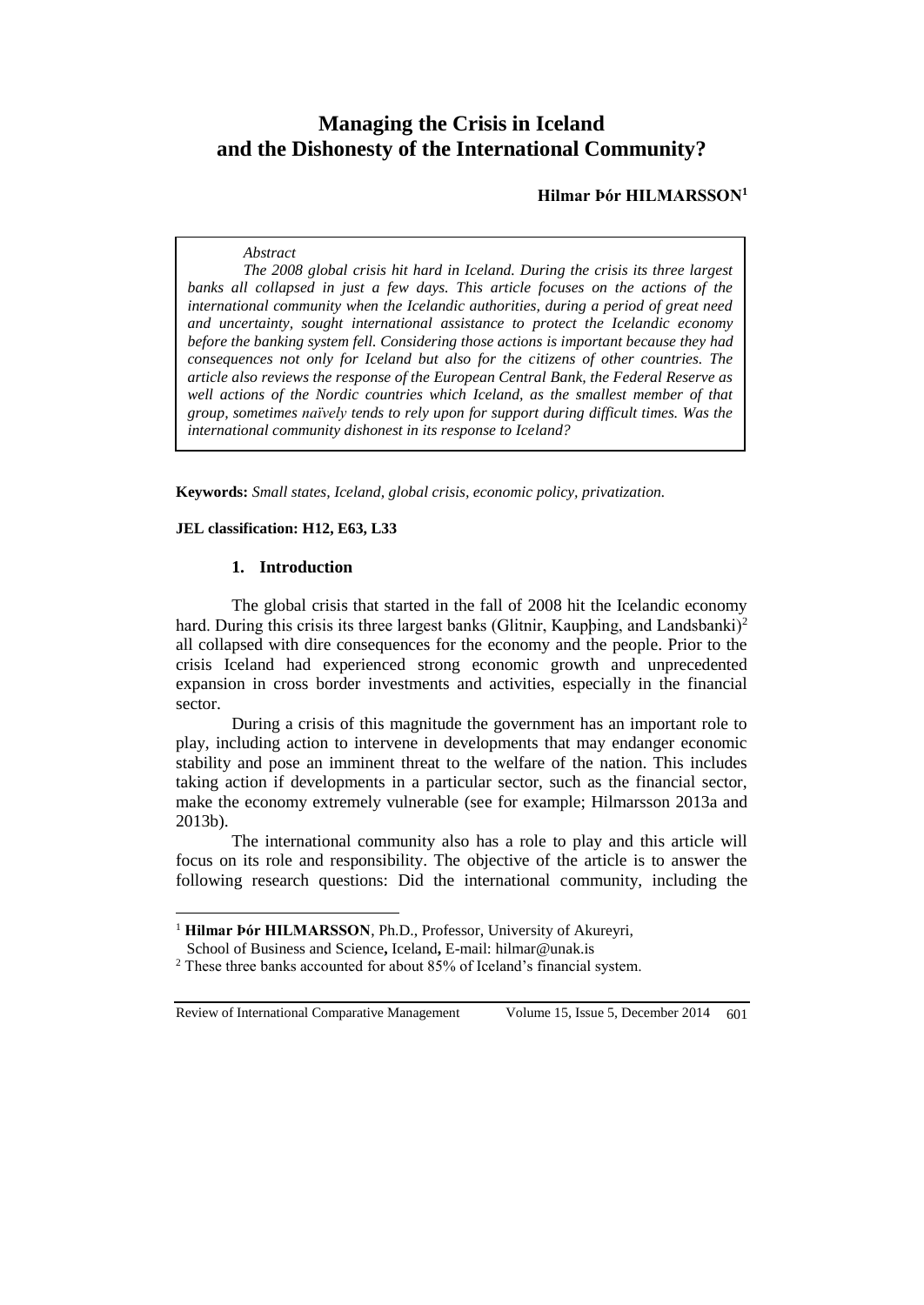# Managing the Crisis in Iceland and the Dishonesty of the International Community?

**Hilmar Þór HILMARSSON**[1]

*Abstract*

*The 2008 global crisis hit hard in Iceland. During the crisis its three largest banks all collapsed in just a few days. This article focuses on the actions of the international community when the Icelandic authorities, during a period of great need and uncertainty, sought international assistance to protect the Icelandic economy before the banking system fell. Considering those actions is important because they had consequences not only for Iceland but also for the citizens of other countries. The article also reviews the response of the European Central Bank, the Federal Reserve as well actions of the Nordic countries which Iceland, as the smallest member of that group, sometimes naïvely tends to rely upon for support during difficult times. Was the international community dishonest in its response to Iceland?*

**Keywords:** *Small states, Iceland, global crisis, economic policy, privatization.*

**JEL classification: H12, E63, L33**

## 1. Introduction

The global crisis that started in the fall of 2008 hit the Icelandic economy hard. During this crisis its three largest banks (Glitnir, Kaupþing, and Landsbanki)[2] all collapsed with dire consequences for the economy and the people. Prior to the crisis Iceland had experienced strong economic growth and unprecedented expansion in cross border investments and activities, especially in the financial sector.

During a crisis of this magnitude the government has an important role to play, including action to intervene in developments that may endanger economic stability and pose an imminent threat to the welfare of the nation. This includes taking action if developments in a particular sector, such as the financial sector, make the economy extremely vulnerable (see for example; Hilmarsson 2013a and 2013b).

The international community also has a role to play and this article will focus on its role and responsibility. The objective of the article is to answer the following research questions: Did the international community, including the

[1] **Hilmar Þór HILMARSSON**, Ph.D., Professor, University of Akureyri, School of Business and Science**,** Iceland**,** E-mail: hilmar@unak.is

[2] These three banks accounted for about 85% of Iceland's financial system.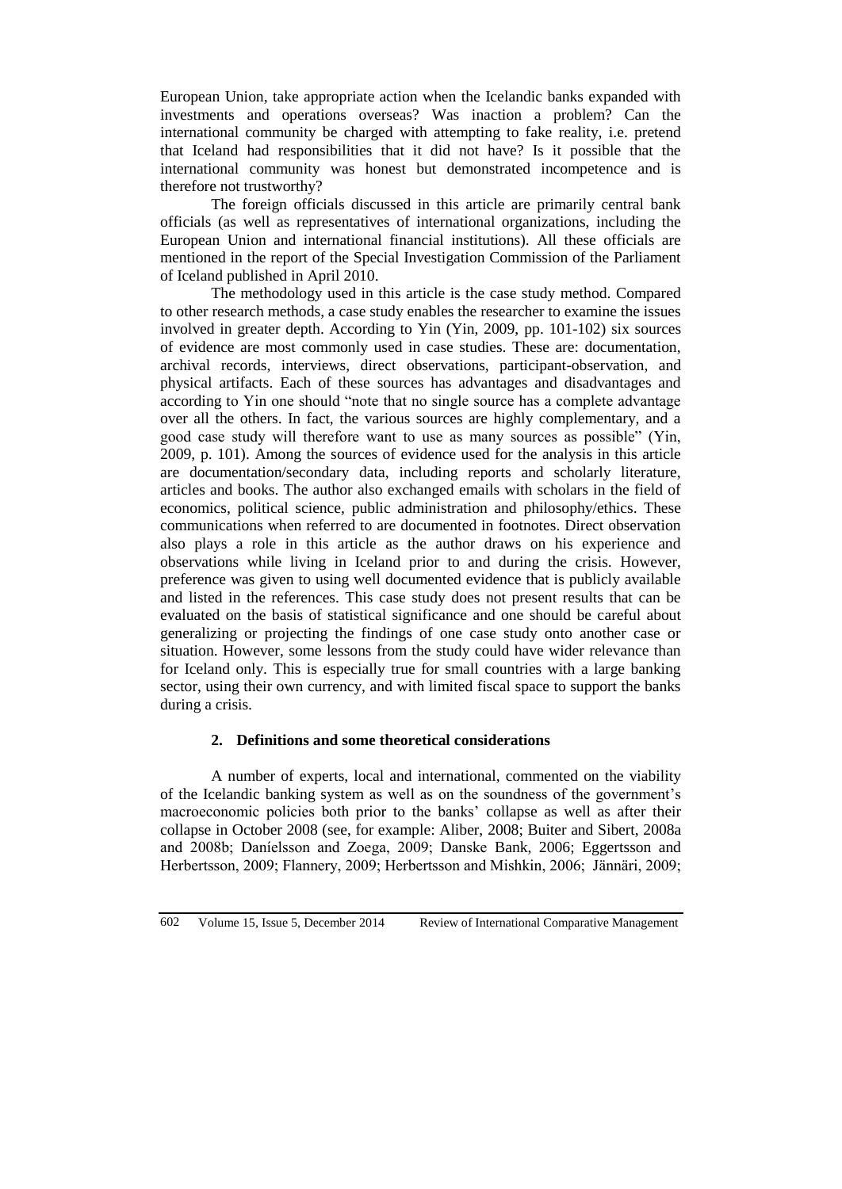European Union, take appropriate action when the Icelandic banks expanded with investments and operations overseas? Was inaction a problem? Can the international community be charged with attempting to fake reality, i.e. pretend that Iceland had responsibilities that it did not have? Is it possible that the international community was honest but demonstrated incompetence and is therefore not trustworthy?

The foreign officials discussed in this article are primarily central bank officials (as well as representatives of international organizations, including the European Union and international financial institutions). All these officials are mentioned in the report of the Special Investigation Commission of the Parliament of Iceland published in April 2010.

The methodology used in this article is the case study method. Compared to other research methods, a case study enables the researcher to examine the issues involved in greater depth. According to Yin (Yin, 2009, pp. 101-102) six sources of evidence are most commonly used in case studies. These are: documentation, archival records, interviews, direct observations, participant-observation, and physical artifacts. Each of these sources has advantages and disadvantages and according to Yin one should "note that no single source has a complete advantage over all the others. In fact, the various sources are highly complementary, and a good case study will therefore want to use as many sources as possible" (Yin, 2009, p. 101). Among the sources of evidence used for the analysis in this article are documentation/secondary data, including reports and scholarly literature, articles and books. The author also exchanged emails with scholars in the field of economics, political science, public administration and philosophy/ethics. These communications when referred to are documented in footnotes. Direct observation also plays a role in this article as the author draws on his experience and observations while living in Iceland prior to and during the crisis. However, preference was given to using well documented evidence that is publicly available and listed in the references. This case study does not present results that can be evaluated on the basis of statistical significance and one should be careful about generalizing or projecting the findings of one case study onto another case or situation. However, some lessons from the study could have wider relevance than for Iceland only. This is especially true for small countries with a large banking sector, using their own currency, and with limited fiscal space to support the banks during a crisis.

## 2. Definitions and some theoretical considerations

A number of experts, local and international, commented on the viability of the Icelandic banking system as well as on the soundness of the government's macroeconomic policies both prior to the banks' collapse as well as after their collapse in October 2008 (see, for example: Aliber, 2008; Buiter and Sibert, 2008a and 2008b; Daníelsson and Zoega, 2009; Danske Bank, 2006; Eggertsson and Herbertsson, 2009; Flannery, 2009; Herbertsson and Mishkin, 2006; Jännäri, 2009;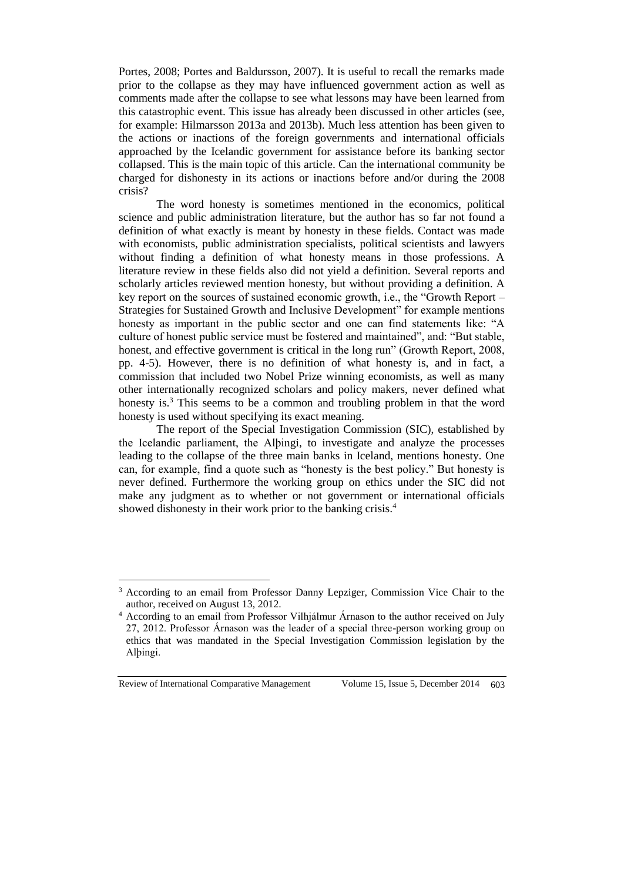Portes, 2008; Portes and Baldursson, 2007). It is useful to recall the remarks made prior to the collapse as they may have influenced government action as well as comments made after the collapse to see what lessons may have been learned from this catastrophic event. This issue has already been discussed in other articles (see, for example: Hilmarsson 2013a and 2013b). Much less attention has been given to the actions or inactions of the foreign governments and international officials approached by the Icelandic government for assistance before its banking sector collapsed. This is the main topic of this article. Can the international community be charged for dishonesty in its actions or inactions before and/or during the 2008 crisis?

The word honesty is sometimes mentioned in the economics, political science and public administration literature, but the author has so far not found a definition of what exactly is meant by honesty in these fields. Contact was made with economists, public administration specialists, political scientists and lawyers without finding a definition of what honesty means in those professions. A literature review in these fields also did not yield a definition. Several reports and scholarly articles reviewed mention honesty, but without providing a definition. A key report on the sources of sustained economic growth, i.e., the "Growth Report – Strategies for Sustained Growth and Inclusive Development" for example mentions honesty as important in the public sector and one can find statements like: "A culture of honest public service must be fostered and maintained", and: "But stable, honest, and effective government is critical in the long run" (Growth Report, 2008, pp. 4-5). However, there is no definition of what honesty is, and in fact, a commission that included two Nobel Prize winning economists, as well as many other internationally recognized scholars and policy makers, never defined what honesty is.[3] This seems to be a common and troubling problem in that the word honesty is used without specifying its exact meaning.

The report of the Special Investigation Commission (SIC), established by the Icelandic parliament, the Alþingi, to investigate and analyze the processes leading to the collapse of the three main banks in Iceland, mentions honesty. One can, for example, find a quote such as "honesty is the best policy." But honesty is never defined. Furthermore the working group on ethics under the SIC did not make any judgment as to whether or not government or international officials showed dishonesty in their work prior to the banking crisis.[4]

---

[3] According to an email from Professor Danny Lepziger, Commission Vice Chair to the author, received on August 13, 2012.

[4] According to an email from Professor Vilhjálmur Árnason to the author received on July 27, 2012. Professor Árnason was the leader of a special three-person working group on ethics that was mandated in the Special Investigation Commission legislation by the Alþingi.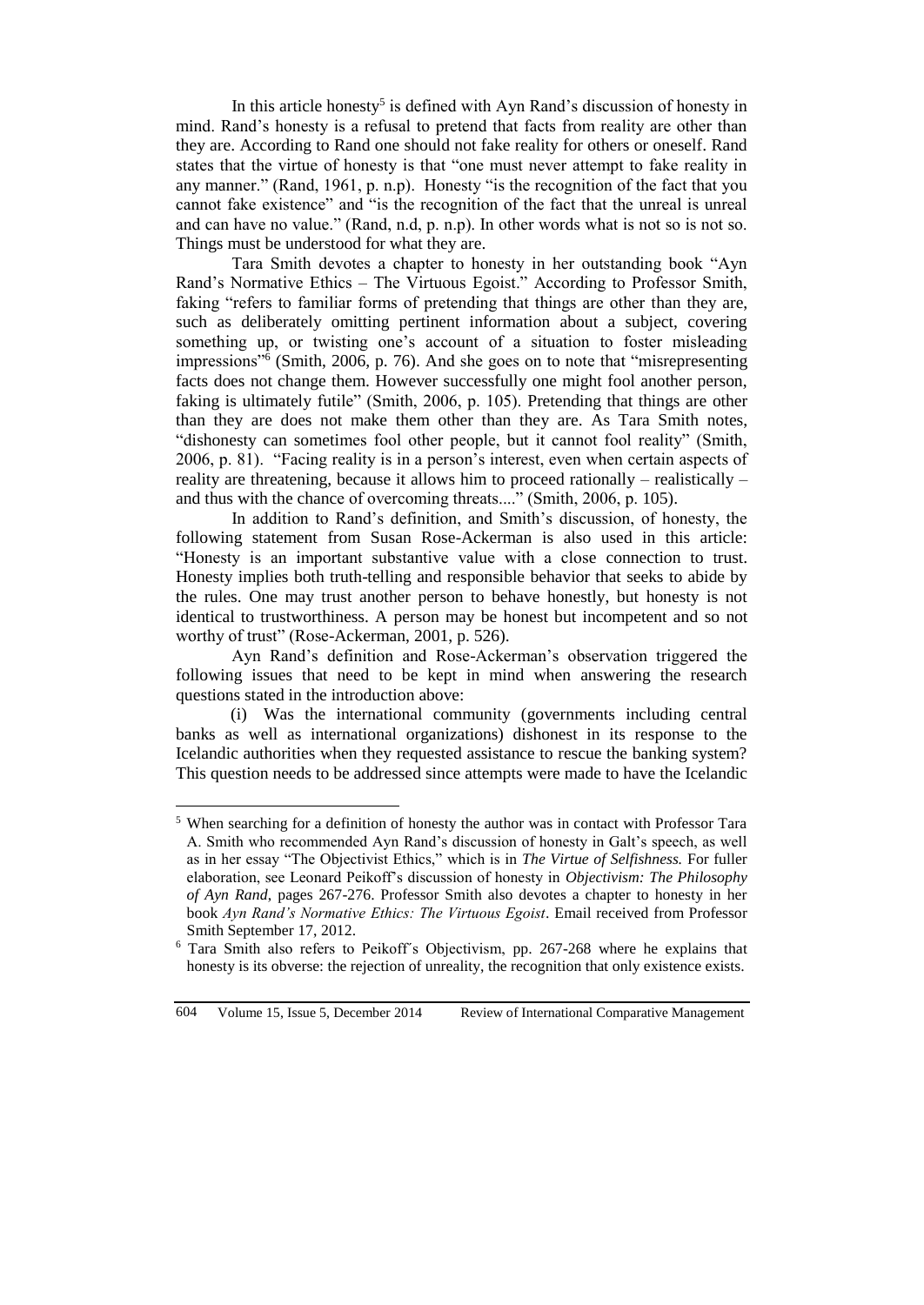In this article honesty[5] is defined with Ayn Rand's discussion of honesty in mind. Rand's honesty is a refusal to pretend that facts from reality are other than they are. According to Rand one should not fake reality for others or oneself. Rand states that the virtue of honesty is that "one must never attempt to fake reality in any manner." (Rand, 1961, p. n.p). Honesty "is the recognition of the fact that you cannot fake existence" and "is the recognition of the fact that the unreal is unreal and can have no value." (Rand, n.d, p. n.p). In other words what is not so is not so. Things must be understood for what they are.

Tara Smith devotes a chapter to honesty in her outstanding book "Ayn Rand's Normative Ethics – The Virtuous Egoist." According to Professor Smith, faking "refers to familiar forms of pretending that things are other than they are, such as deliberately omitting pertinent information about a subject, covering something up, or twisting one's account of a situation to foster misleading impressions"[6] (Smith, 2006, p. 76). And she goes on to note that "misrepresenting facts does not change them. However successfully one might fool another person, faking is ultimately futile" (Smith, 2006, p. 105). Pretending that things are other than they are does not make them other than they are. As Tara Smith notes, "dishonesty can sometimes fool other people, but it cannot fool reality" (Smith, 2006, p. 81). "Facing reality is in a person's interest, even when certain aspects of reality are threatening, because it allows him to proceed rationally – realistically – and thus with the chance of overcoming threats...." (Smith, 2006, p. 105).

In addition to Rand's definition, and Smith's discussion, of honesty, the following statement from Susan Rose-Ackerman is also used in this article: "Honesty is an important substantive value with a close connection to trust. Honesty implies both truth-telling and responsible behavior that seeks to abide by the rules. One may trust another person to behave honestly, but honesty is not identical to trustworthiness. A person may be honest but incompetent and so not worthy of trust" (Rose-Ackerman, 2001, p. 526).

Ayn Rand's definition and Rose-Ackerman's observation triggered the following issues that need to be kept in mind when answering the research questions stated in the introduction above:

(i) Was the international community (governments including central banks as well as international organizations) dishonest in its response to the Icelandic authorities when they requested assistance to rescue the banking system? This question needs to be addressed since attempts were made to have the Icelandic

---

[5] When searching for a definition of honesty the author was in contact with Professor Tara A. Smith who recommended Ayn Rand's discussion of honesty in Galt's speech, as well as in her essay "The Objectivist Ethics," which is in *The Virtue of Selfishness.* For fuller elaboration, see Leonard Peikoff's discussion of honesty in *Objectivism: The Philosophy of Ayn Rand*, pages 267-276. Professor Smith also devotes a chapter to honesty in her book *Ayn Rand's Normative Ethics: The Virtuous Egoist*. Email received from Professor Smith September 17, 2012.

[6] Tara Smith also refers to Peikoff's Objectivism, pp. 267-268 where he explains that honesty is its obverse: the rejection of unreality, the recognition that only existence exists.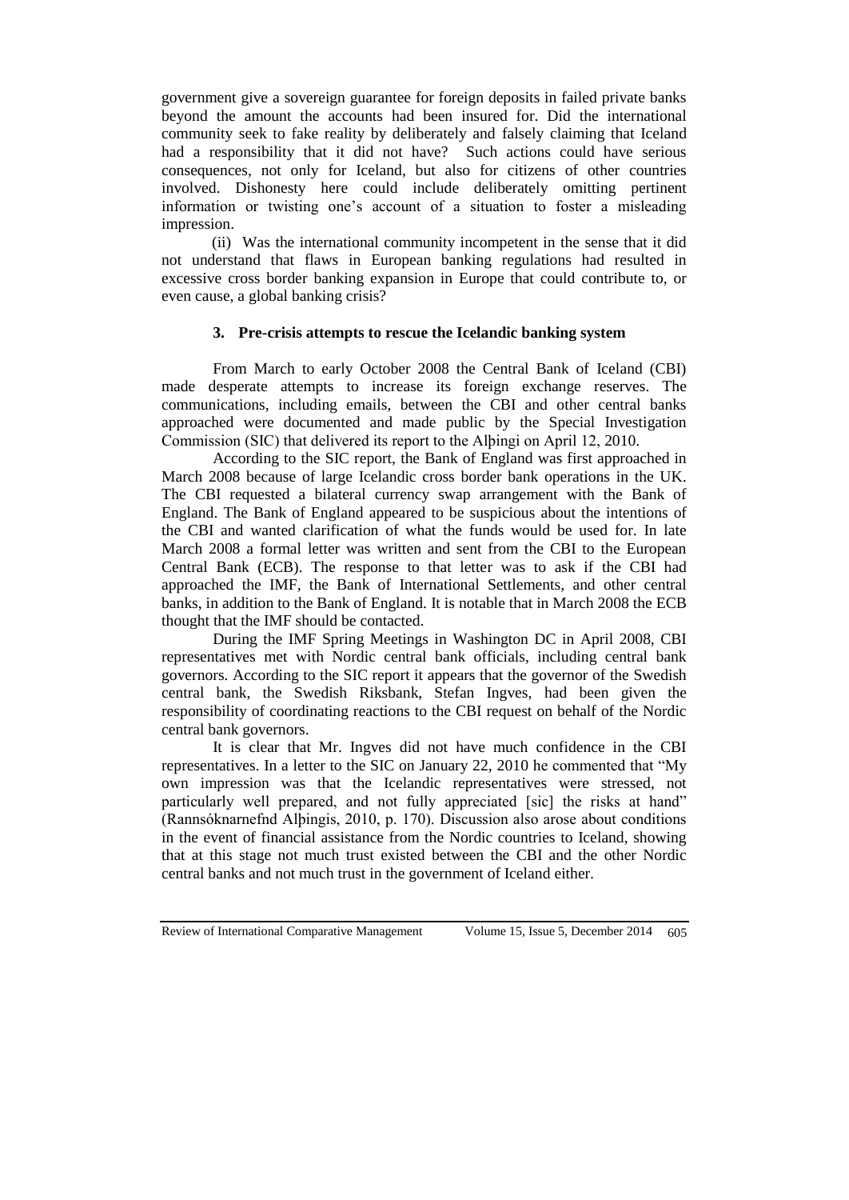government give a sovereign guarantee for foreign deposits in failed private banks beyond the amount the accounts had been insured for. Did the international community seek to fake reality by deliberately and falsely claiming that Iceland had a responsibility that it did not have? Such actions could have serious consequences, not only for Iceland, but also for citizens of other countries involved. Dishonesty here could include deliberately omitting pertinent information or twisting one's account of a situation to foster a misleading impression.

(ii) Was the international community incompetent in the sense that it did not understand that flaws in European banking regulations had resulted in excessive cross border banking expansion in Europe that could contribute to, or even cause, a global banking crisis?

## 3. Pre-crisis attempts to rescue the Icelandic banking system

From March to early October 2008 the Central Bank of Iceland (CBI) made desperate attempts to increase its foreign exchange reserves. The communications, including emails, between the CBI and other central banks approached were documented and made public by the Special Investigation Commission (SIC) that delivered its report to the Alþingi on April 12, 2010.

According to the SIC report, the Bank of England was first approached in March 2008 because of large Icelandic cross border bank operations in the UK. The CBI requested a bilateral currency swap arrangement with the Bank of England. The Bank of England appeared to be suspicious about the intentions of the CBI and wanted clarification of what the funds would be used for. In late March 2008 a formal letter was written and sent from the CBI to the European Central Bank (ECB). The response to that letter was to ask if the CBI had approached the IMF, the Bank of International Settlements, and other central banks, in addition to the Bank of England. It is notable that in March 2008 the ECB thought that the IMF should be contacted.

During the IMF Spring Meetings in Washington DC in April 2008, CBI representatives met with Nordic central bank officials, including central bank governors. According to the SIC report it appears that the governor of the Swedish central bank, the Swedish Riksbank, Stefan Ingves, had been given the responsibility of coordinating reactions to the CBI request on behalf of the Nordic central bank governors.

It is clear that Mr. Ingves did not have much confidence in the CBI representatives. In a letter to the SIC on January 22, 2010 he commented that "My own impression was that the Icelandic representatives were stressed, not particularly well prepared, and not fully appreciated [sic] the risks at hand" (Rannsóknarnefnd Alþingis, 2010, p. 170). Discussion also arose about conditions in the event of financial assistance from the Nordic countries to Iceland, showing that at this stage not much trust existed between the CBI and the other Nordic central banks and not much trust in the government of Iceland either.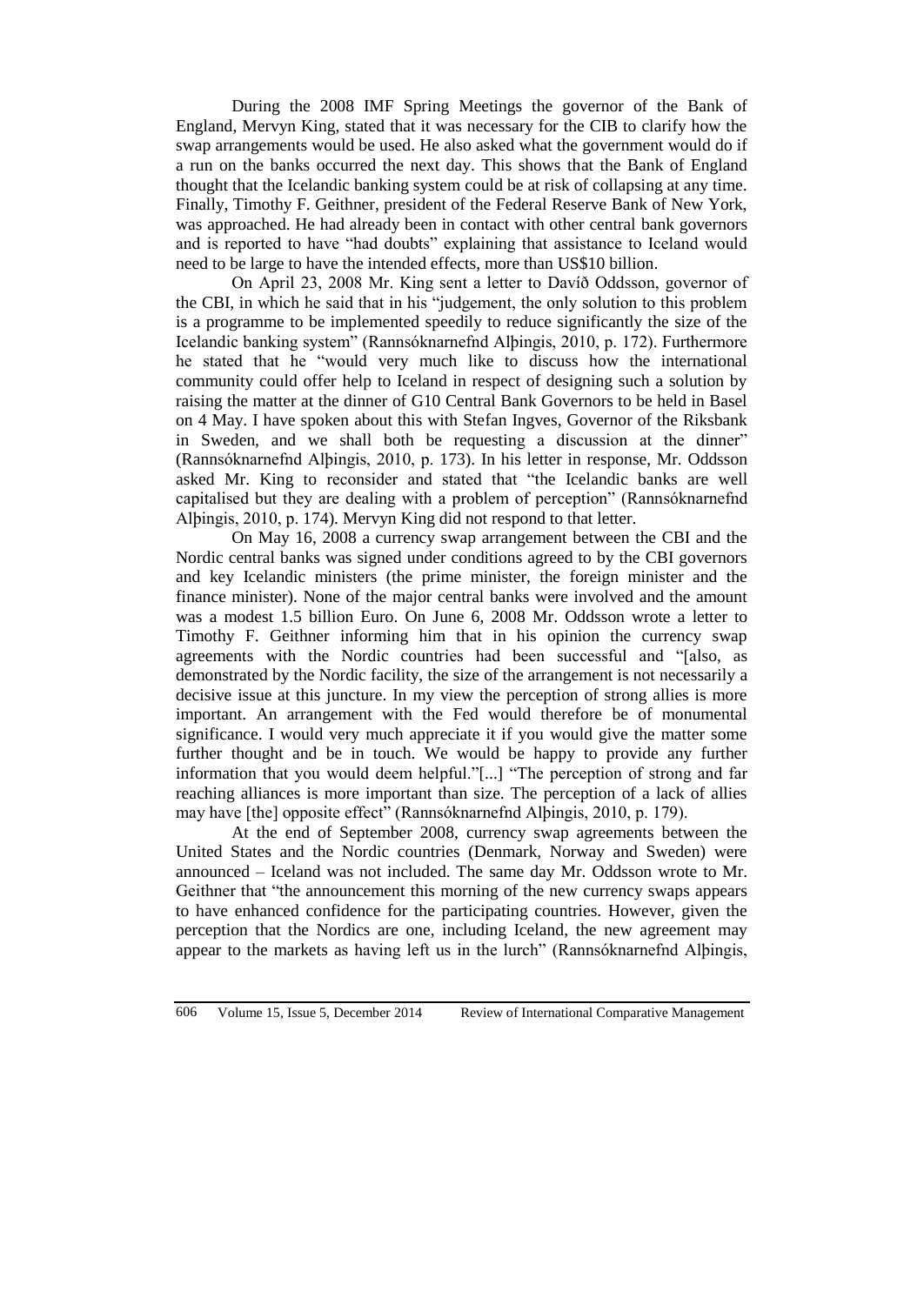During the 2008 IMF Spring Meetings the governor of the Bank of England, Mervyn King, stated that it was necessary for the CIB to clarify how the swap arrangements would be used. He also asked what the government would do if a run on the banks occurred the next day. This shows that the Bank of England thought that the Icelandic banking system could be at risk of collapsing at any time. Finally, Timothy F. Geithner, president of the Federal Reserve Bank of New York, was approached. He had already been in contact with other central bank governors and is reported to have "had doubts" explaining that assistance to Iceland would need to be large to have the intended effects, more than US$10 billion.

On April 23, 2008 Mr. King sent a letter to Davíð Oddsson, governor of the CBI, in which he said that in his "judgement, the only solution to this problem is a programme to be implemented speedily to reduce significantly the size of the Icelandic banking system" (Rannsóknarnefnd Alþingis, 2010, p. 172). Furthermore he stated that he "would very much like to discuss how the international community could offer help to Iceland in respect of designing such a solution by raising the matter at the dinner of G10 Central Bank Governors to be held in Basel on 4 May. I have spoken about this with Stefan Ingves, Governor of the Riksbank in Sweden, and we shall both be requesting a discussion at the dinner" (Rannsóknarnefnd Alþingis, 2010, p. 173). In his letter in response, Mr. Oddsson asked Mr. King to reconsider and stated that "the Icelandic banks are well capitalised but they are dealing with a problem of perception" (Rannsóknarnefnd Alþingis, 2010, p. 174). Mervyn King did not respond to that letter.

On May 16, 2008 a currency swap arrangement between the CBI and the Nordic central banks was signed under conditions agreed to by the CBI governors and key Icelandic ministers (the prime minister, the foreign minister and the finance minister). None of the major central banks were involved and the amount was a modest 1.5 billion Euro. On June 6, 2008 Mr. Oddsson wrote a letter to Timothy F. Geithner informing him that in his opinion the currency swap agreements with the Nordic countries had been successful and "[also, as demonstrated by the Nordic facility, the size of the arrangement is not necessarily a decisive issue at this juncture. In my view the perception of strong allies is more important. An arrangement with the Fed would therefore be of monumental significance. I would very much appreciate it if you would give the matter some further thought and be in touch. We would be happy to provide any further information that you would deem helpful."[...] "The perception of strong and far reaching alliances is more important than size. The perception of a lack of allies may have [the] opposite effect" (Rannsóknarnefnd Alþingis, 2010, p. 179).

At the end of September 2008, currency swap agreements between the United States and the Nordic countries (Denmark, Norway and Sweden) were announced – Iceland was not included. The same day Mr. Oddsson wrote to Mr. Geithner that "the announcement this morning of the new currency swaps appears to have enhanced confidence for the participating countries. However, given the perception that the Nordics are one, including Iceland, the new agreement may appear to the markets as having left us in the lurch" (Rannsóknarnefnd Alþingis,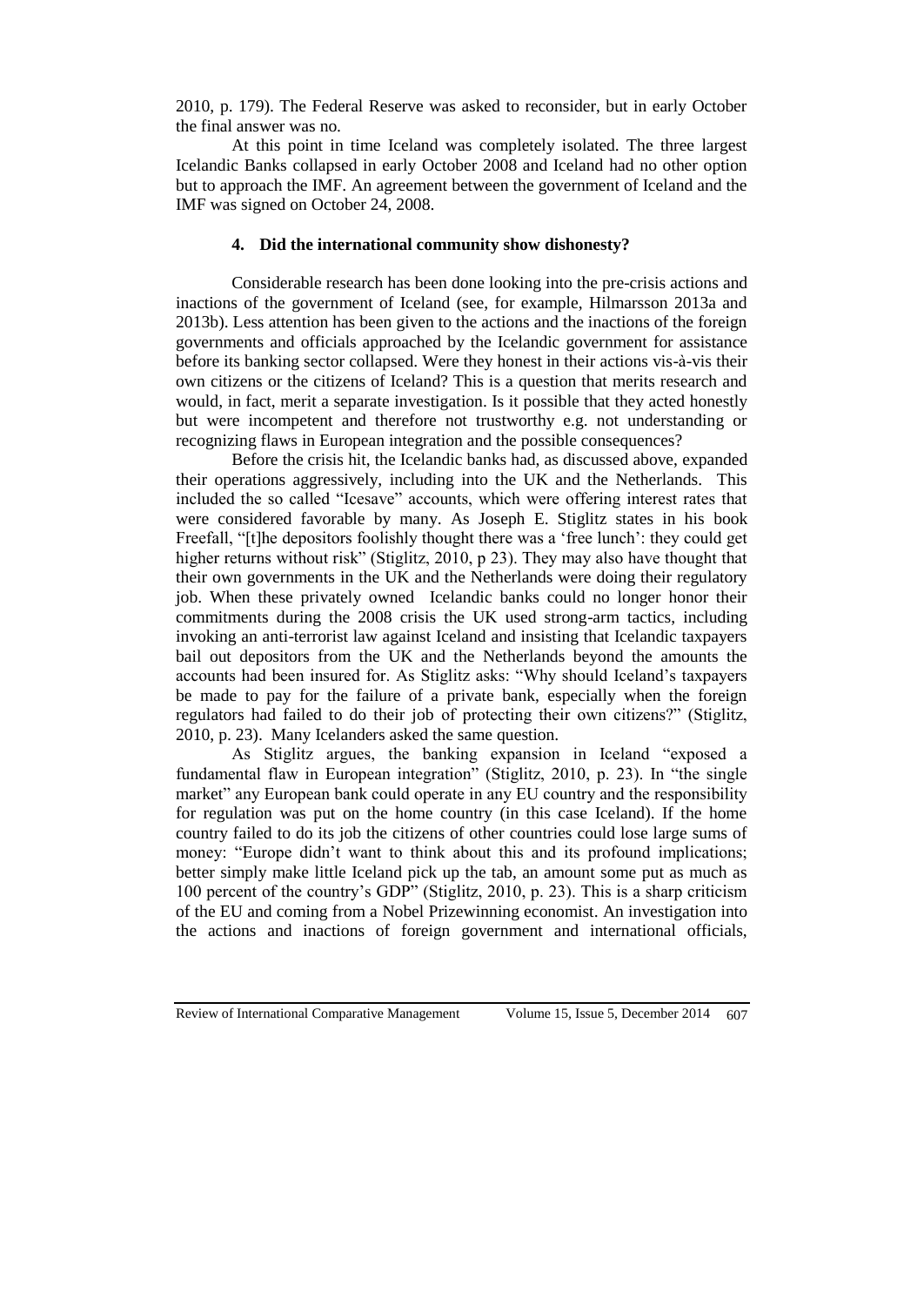2010, p. 179). The Federal Reserve was asked to reconsider, but in early October the final answer was no.

At this point in time Iceland was completely isolated. The three largest Icelandic Banks collapsed in early October 2008 and Iceland had no other option but to approach the IMF. An agreement between the government of Iceland and the IMF was signed on October 24, 2008.

## 4. Did the international community show dishonesty?

Considerable research has been done looking into the pre-crisis actions and inactions of the government of Iceland (see, for example, Hilmarsson 2013a and 2013b). Less attention has been given to the actions and the inactions of the foreign governments and officials approached by the Icelandic government for assistance before its banking sector collapsed. Were they honest in their actions vis-à-vis their own citizens or the citizens of Iceland? This is a question that merits research and would, in fact, merit a separate investigation. Is it possible that they acted honestly but were incompetent and therefore not trustworthy e.g. not understanding or recognizing flaws in European integration and the possible consequences?

Before the crisis hit, the Icelandic banks had, as discussed above, expanded their operations aggressively, including into the UK and the Netherlands. This included the so called "Icesave" accounts, which were offering interest rates that were considered favorable by many. As Joseph E. Stiglitz states in his book Freefall, "[t]he depositors foolishly thought there was a 'free lunch': they could get higher returns without risk" (Stiglitz, 2010, p 23). They may also have thought that their own governments in the UK and the Netherlands were doing their regulatory job. When these privately owned Icelandic banks could no longer honor their commitments during the 2008 crisis the UK used strong-arm tactics, including invoking an anti-terrorist law against Iceland and insisting that Icelandic taxpayers bail out depositors from the UK and the Netherlands beyond the amounts the accounts had been insured for. As Stiglitz asks: "Why should Iceland's taxpayers be made to pay for the failure of a private bank, especially when the foreign regulators had failed to do their job of protecting their own citizens?" (Stiglitz, 2010, p. 23). Many Icelanders asked the same question.

As Stiglitz argues, the banking expansion in Iceland "exposed a fundamental flaw in European integration" (Stiglitz, 2010, p. 23). In "the single market" any European bank could operate in any EU country and the responsibility for regulation was put on the home country (in this case Iceland). If the home country failed to do its job the citizens of other countries could lose large sums of money: "Europe didn't want to think about this and its profound implications; better simply make little Iceland pick up the tab, an amount some put as much as 100 percent of the country's GDP" (Stiglitz, 2010, p. 23). This is a sharp criticism of the EU and coming from a Nobel Prizewinning economist. An investigation into the actions and inactions of foreign government and international officials,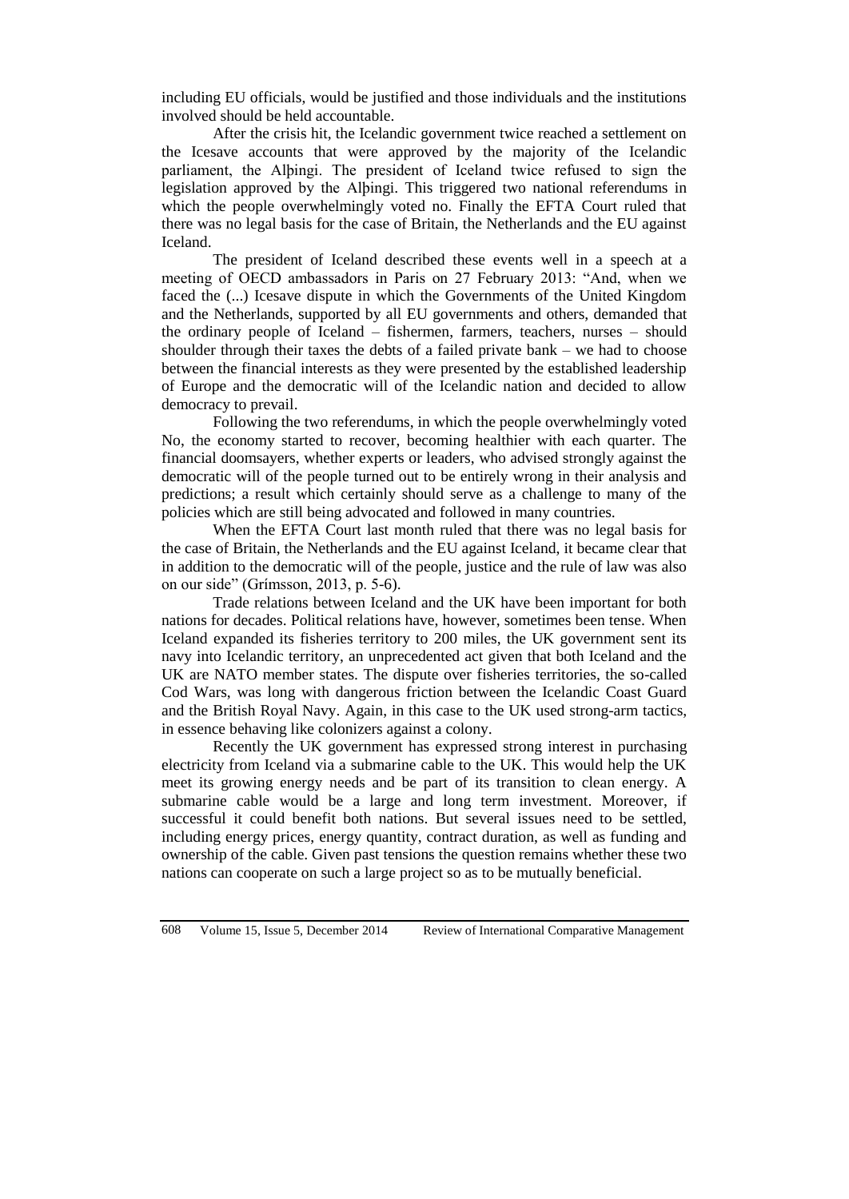including EU officials, would be justified and those individuals and the institutions involved should be held accountable.

After the crisis hit, the Icelandic government twice reached a settlement on the Icesave accounts that were approved by the majority of the Icelandic parliament, the Alþingi. The president of Iceland twice refused to sign the legislation approved by the Alþingi. This triggered two national referendums in which the people overwhelmingly voted no. Finally the EFTA Court ruled that there was no legal basis for the case of Britain, the Netherlands and the EU against Iceland.

The president of Iceland described these events well in a speech at a meeting of OECD ambassadors in Paris on 27 February 2013: "And, when we faced the (...) Icesave dispute in which the Governments of the United Kingdom and the Netherlands, supported by all EU governments and others, demanded that the ordinary people of Iceland – fishermen, farmers, teachers, nurses – should shoulder through their taxes the debts of a failed private bank – we had to choose between the financial interests as they were presented by the established leadership of Europe and the democratic will of the Icelandic nation and decided to allow democracy to prevail.

Following the two referendums, in which the people overwhelmingly voted No, the economy started to recover, becoming healthier with each quarter. The financial doomsayers, whether experts or leaders, who advised strongly against the democratic will of the people turned out to be entirely wrong in their analysis and predictions; a result which certainly should serve as a challenge to many of the policies which are still being advocated and followed in many countries.

When the EFTA Court last month ruled that there was no legal basis for the case of Britain, the Netherlands and the EU against Iceland, it became clear that in addition to the democratic will of the people, justice and the rule of law was also on our side" (Grímsson, 2013, p. 5-6).

Trade relations between Iceland and the UK have been important for both nations for decades. Political relations have, however, sometimes been tense. When Iceland expanded its fisheries territory to 200 miles, the UK government sent its navy into Icelandic territory, an unprecedented act given that both Iceland and the UK are NATO member states. The dispute over fisheries territories, the so-called Cod Wars, was long with dangerous friction between the Icelandic Coast Guard and the British Royal Navy. Again, in this case to the UK used strong-arm tactics, in essence behaving like colonizers against a colony.

Recently the UK government has expressed strong interest in purchasing electricity from Iceland via a submarine cable to the UK. This would help the UK meet its growing energy needs and be part of its transition to clean energy. A submarine cable would be a large and long term investment. Moreover, if successful it could benefit both nations. But several issues need to be settled, including energy prices, energy quantity, contract duration, as well as funding and ownership of the cable. Given past tensions the question remains whether these two nations can cooperate on such a large project so as to be mutually beneficial.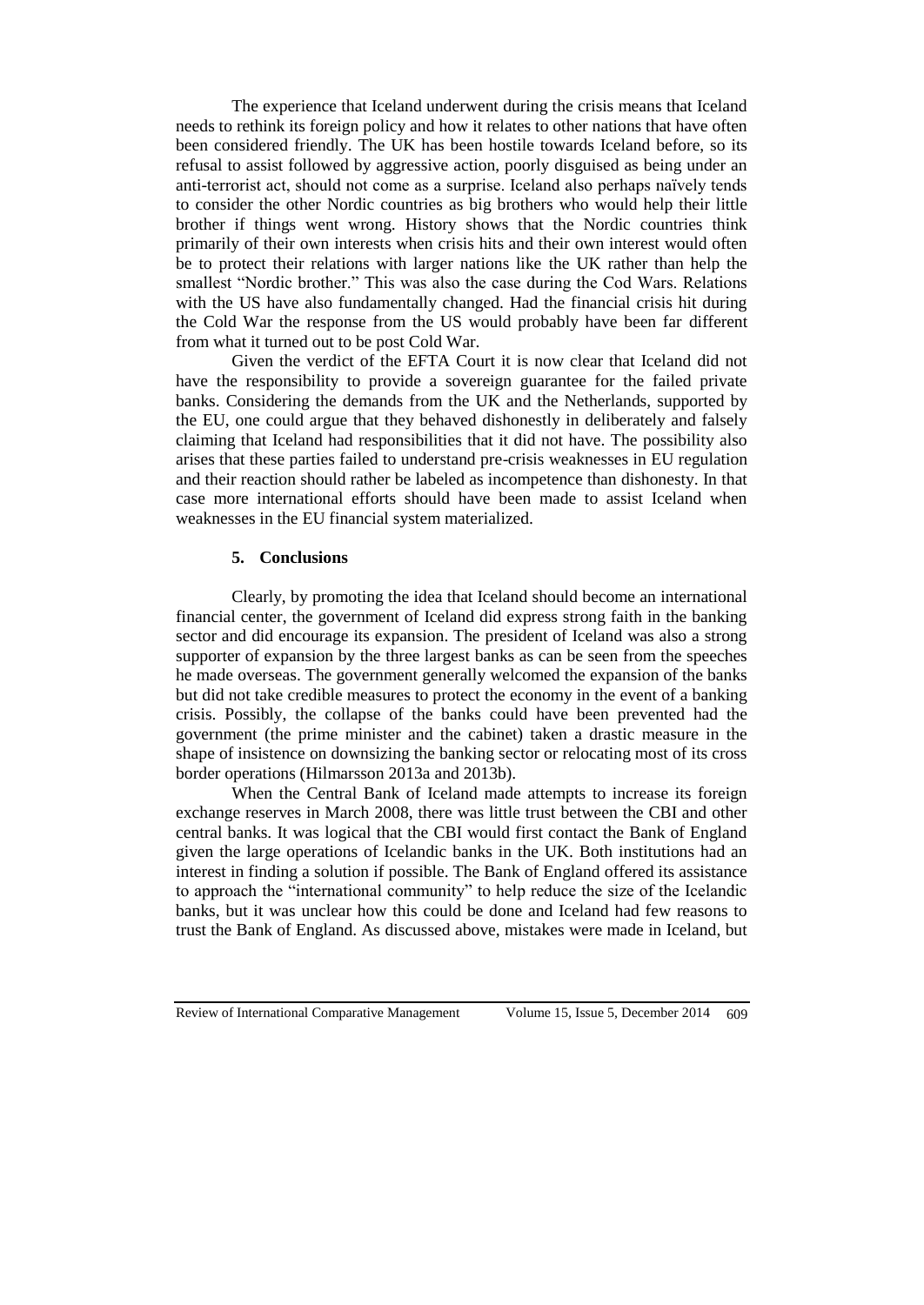The experience that Iceland underwent during the crisis means that Iceland needs to rethink its foreign policy and how it relates to other nations that have often been considered friendly. The UK has been hostile towards Iceland before, so its refusal to assist followed by aggressive action, poorly disguised as being under an anti-terrorist act, should not come as a surprise. Iceland also perhaps naïvely tends to consider the other Nordic countries as big brothers who would help their little brother if things went wrong. History shows that the Nordic countries think primarily of their own interests when crisis hits and their own interest would often be to protect their relations with larger nations like the UK rather than help the smallest "Nordic brother." This was also the case during the Cod Wars. Relations with the US have also fundamentally changed. Had the financial crisis hit during the Cold War the response from the US would probably have been far different from what it turned out to be post Cold War.

Given the verdict of the EFTA Court it is now clear that Iceland did not have the responsibility to provide a sovereign guarantee for the failed private banks. Considering the demands from the UK and the Netherlands, supported by the EU, one could argue that they behaved dishonestly in deliberately and falsely claiming that Iceland had responsibilities that it did not have. The possibility also arises that these parties failed to understand pre-crisis weaknesses in EU regulation and their reaction should rather be labeled as incompetence than dishonesty. In that case more international efforts should have been made to assist Iceland when weaknesses in the EU financial system materialized.

## 5. Conclusions

Clearly, by promoting the idea that Iceland should become an international financial center, the government of Iceland did express strong faith in the banking sector and did encourage its expansion. The president of Iceland was also a strong supporter of expansion by the three largest banks as can be seen from the speeches he made overseas. The government generally welcomed the expansion of the banks but did not take credible measures to protect the economy in the event of a banking crisis. Possibly, the collapse of the banks could have been prevented had the government (the prime minister and the cabinet) taken a drastic measure in the shape of insistence on downsizing the banking sector or relocating most of its cross border operations (Hilmarsson 2013a and 2013b).

When the Central Bank of Iceland made attempts to increase its foreign exchange reserves in March 2008, there was little trust between the CBI and other central banks. It was logical that the CBI would first contact the Bank of England given the large operations of Icelandic banks in the UK. Both institutions had an interest in finding a solution if possible. The Bank of England offered its assistance to approach the "international community" to help reduce the size of the Icelandic banks, but it was unclear how this could be done and Iceland had few reasons to trust the Bank of England. As discussed above, mistakes were made in Iceland, but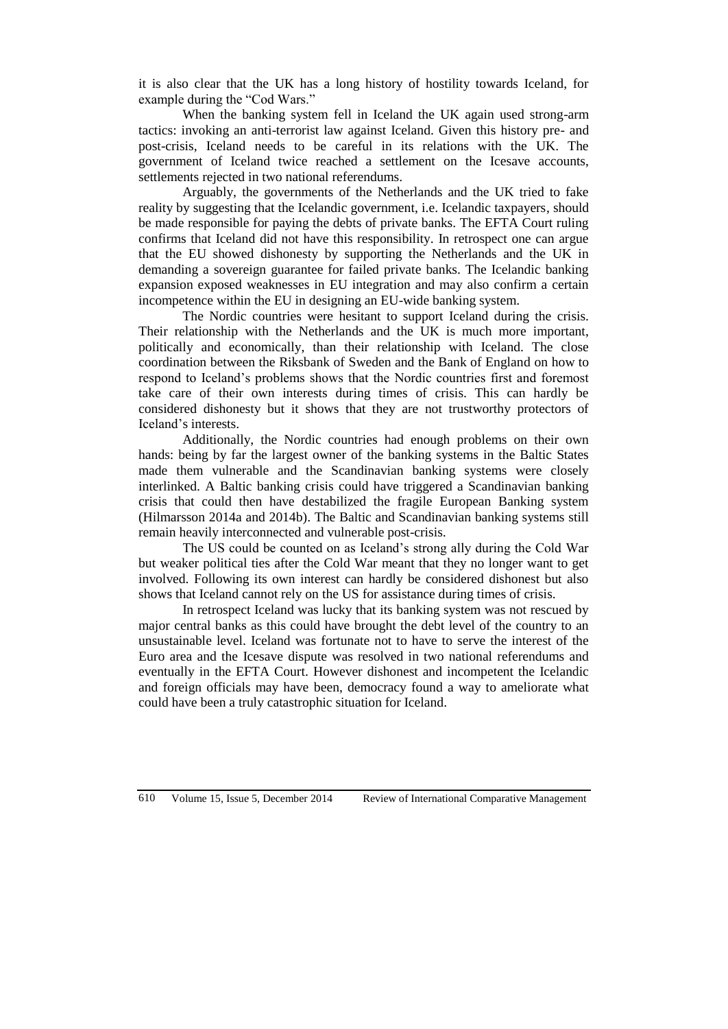it is also clear that the UK has a long history of hostility towards Iceland, for example during the "Cod Wars."

When the banking system fell in Iceland the UK again used strong-arm tactics: invoking an anti-terrorist law against Iceland. Given this history pre- and post-crisis, Iceland needs to be careful in its relations with the UK. The government of Iceland twice reached a settlement on the Icesave accounts, settlements rejected in two national referendums.

Arguably, the governments of the Netherlands and the UK tried to fake reality by suggesting that the Icelandic government, i.e. Icelandic taxpayers, should be made responsible for paying the debts of private banks. The EFTA Court ruling confirms that Iceland did not have this responsibility. In retrospect one can argue that the EU showed dishonesty by supporting the Netherlands and the UK in demanding a sovereign guarantee for failed private banks. The Icelandic banking expansion exposed weaknesses in EU integration and may also confirm a certain incompetence within the EU in designing an EU-wide banking system.

The Nordic countries were hesitant to support Iceland during the crisis. Their relationship with the Netherlands and the UK is much more important, politically and economically, than their relationship with Iceland. The close coordination between the Riksbank of Sweden and the Bank of England on how to respond to Iceland's problems shows that the Nordic countries first and foremost take care of their own interests during times of crisis. This can hardly be considered dishonesty but it shows that they are not trustworthy protectors of Iceland's interests.

Additionally, the Nordic countries had enough problems on their own hands: being by far the largest owner of the banking systems in the Baltic States made them vulnerable and the Scandinavian banking systems were closely interlinked. A Baltic banking crisis could have triggered a Scandinavian banking crisis that could then have destabilized the fragile European Banking system (Hilmarsson 2014a and 2014b). The Baltic and Scandinavian banking systems still remain heavily interconnected and vulnerable post-crisis.

The US could be counted on as Iceland's strong ally during the Cold War but weaker political ties after the Cold War meant that they no longer want to get involved. Following its own interest can hardly be considered dishonest but also shows that Iceland cannot rely on the US for assistance during times of crisis.

In retrospect Iceland was lucky that its banking system was not rescued by major central banks as this could have brought the debt level of the country to an unsustainable level. Iceland was fortunate not to have to serve the interest of the Euro area and the Icesave dispute was resolved in two national referendums and eventually in the EFTA Court. However dishonest and incompetent the Icelandic and foreign officials may have been, democracy found a way to ameliorate what could have been a truly catastrophic situation for Iceland.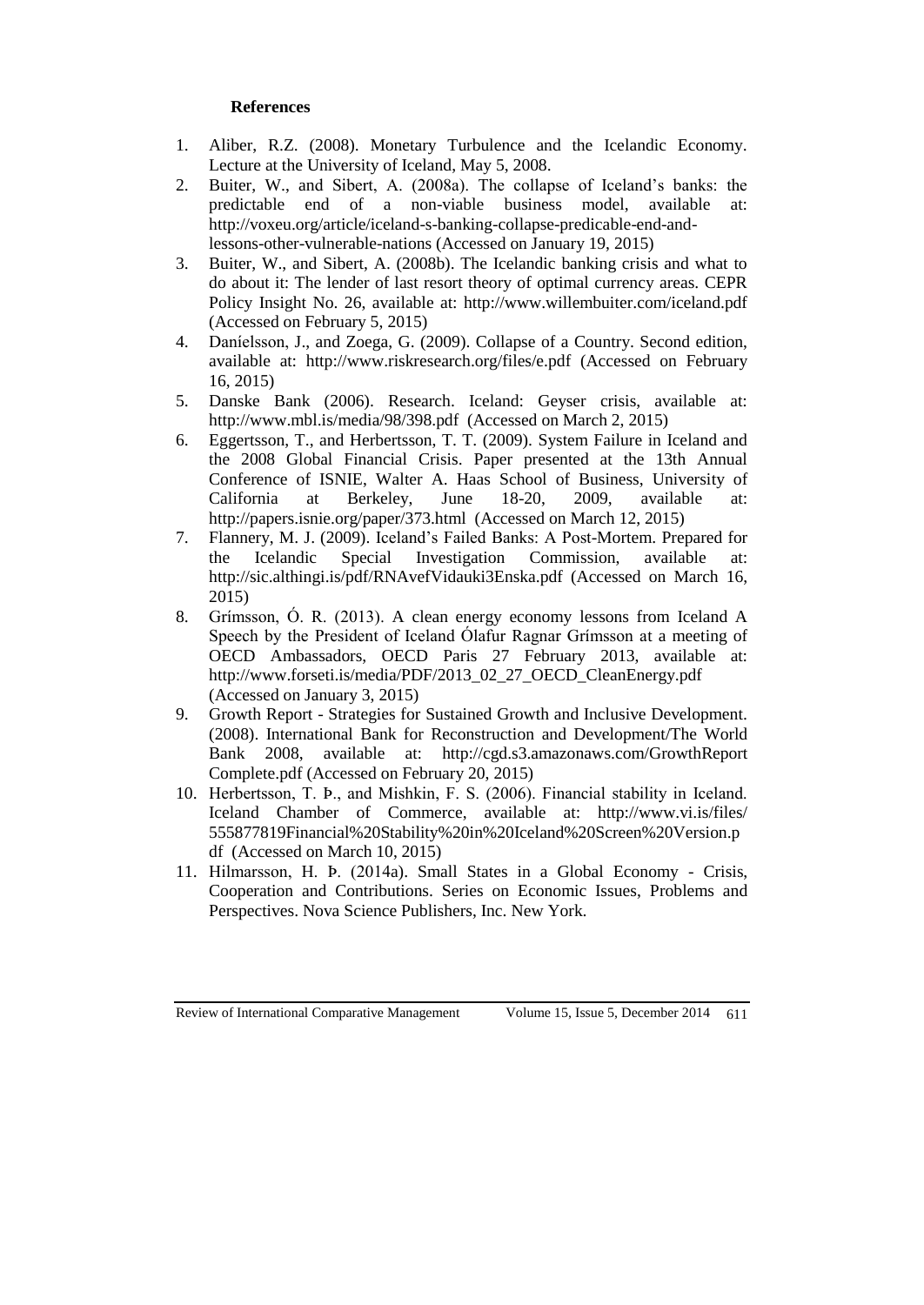**References**

1. Aliber, R.Z. (2008). Monetary Turbulence and the Icelandic Economy. Lecture at the University of Iceland, May 5, 2008.
2. Buiter, W., and Sibert, A. (2008a). The collapse of Iceland's banks: the predictable end of a non-viable business model, available at: http://voxeu.org/article/iceland-s-banking-collapse-predicable-end-and-lessons-other-vulnerable-nations (Accessed on January 19, 2015)
3. Buiter, W., and Sibert, A. (2008b). The Icelandic banking crisis and what to do about it: The lender of last resort theory of optimal currency areas. CEPR Policy Insight No. 26, available at: http://www.willembuiter.com/iceland.pdf (Accessed on February 5, 2015)
4. Daníelsson, J., and Zoega, G. (2009). Collapse of a Country. Second edition, available at: http://www.riskresearch.org/files/e.pdf (Accessed on February 16, 2015)
5. Danske Bank (2006). Research. Iceland: Geyser crisis, available at: http://www.mbl.is/media/98/398.pdf (Accessed on March 2, 2015)
6. Eggertsson, T., and Herbertsson, T. T. (2009). System Failure in Iceland and the 2008 Global Financial Crisis. Paper presented at the 13th Annual Conference of ISNIE, Walter A. Haas School of Business, University of California at Berkeley, June 18-20, 2009, available at: http://papers.isnie.org/paper/373.html (Accessed on March 12, 2015)
7. Flannery, M. J. (2009). Iceland's Failed Banks: A Post-Mortem. Prepared for the Icelandic Special Investigation Commission, available at: http://sic.althingi.is/pdf/RNAvefVidauki3Enska.pdf (Accessed on March 16, 2015)
8. Grímsson, Ó. R. (2013). A clean energy economy lessons from Iceland A Speech by the President of Iceland Ólafur Ragnar Grímsson at a meeting of OECD Ambassadors, OECD Paris 27 February 2013, available at: http://www.forseti.is/media/PDF/2013_02_27_OECD_CleanEnergy.pdf (Accessed on January 3, 2015)
9. Growth Report - Strategies for Sustained Growth and Inclusive Development. (2008). International Bank for Reconstruction and Development/The World Bank 2008, available at: http://cgd.s3.amazonaws.com/GrowthReport Complete.pdf (Accessed on February 20, 2015)
10. Herbertsson, T. Þ., and Mishkin, F. S. (2006). Financial stability in Iceland. Iceland Chamber of Commerce, available at: http://www.vi.is/files/555877819Financial%20Stability%20in%20Iceland%20Screen%20Version.pdf (Accessed on March 10, 2015)
11. Hilmarsson, H. Þ. (2014a). Small States in a Global Economy - Crisis, Cooperation and Contributions. Series on Economic Issues, Problems and Perspectives. Nova Science Publishers, Inc. New York.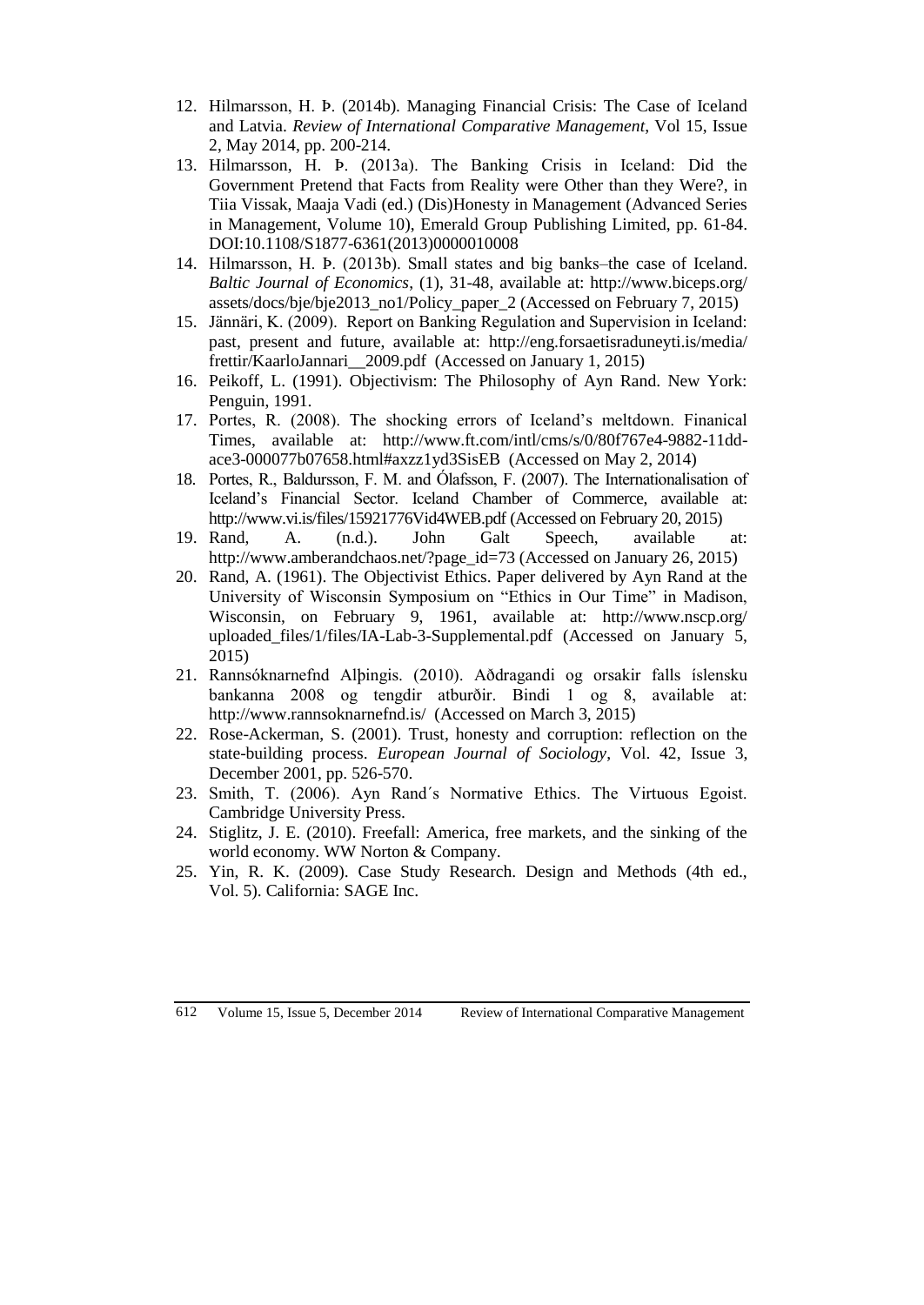12. Hilmarsson, H. Þ. (2014b). Managing Financial Crisis: The Case of Iceland and Latvia. *Review of International Comparative Management*, Vol 15, Issue 2, May 2014, pp. 200-214.
13. Hilmarsson, H. Þ. (2013a). The Banking Crisis in Iceland: Did the Government Pretend that Facts from Reality were Other than they Were?, in Tiia Vissak, Maaja Vadi (ed.) (Dis)Honesty in Management (Advanced Series in Management, Volume 10), Emerald Group Publishing Limited, pp. 61-84. DOI:10.1108/S1877-6361(2013)0000010008
14. Hilmarsson, H. Þ. (2013b). Small states and big banks–the case of Iceland. *Baltic Journal of Economics*, (1), 31-48, available at: http://www.biceps.org/assets/docs/bje/bje2013_no1/Policy_paper_2 (Accessed on February 7, 2015)
15. Jännäri, K. (2009). Report on Banking Regulation and Supervision in Iceland: past, present and future, available at: http://eng.forsaetisraduneyti.is/media/frettir/KaarloJannari__2009.pdf (Accessed on January 1, 2015)
16. Peikoff, L. (1991). Objectivism: The Philosophy of Ayn Rand. New York: Penguin, 1991.
17. Portes, R. (2008). The shocking errors of Iceland's meltdown. Finanical Times, available at: http://www.ft.com/intl/cms/s/0/80f767e4-9882-11dd-ace3-000077b07658.html#axzz1yd3SisEB (Accessed on May 2, 2014)
18. Portes, R., Baldursson, F. M. and Ólafsson, F. (2007). The Internationalisation of Iceland's Financial Sector. Iceland Chamber of Commerce, available at: http://www.vi.is/files/15921776Vid4WEB.pdf (Accessed on February 20, 2015)
19. Rand, A. (n.d.). John Galt Speech, available at: http://www.amberandchaos.net/?page_id=73 (Accessed on January 26, 2015)
20. Rand, A. (1961). The Objectivist Ethics. Paper delivered by Ayn Rand at the University of Wisconsin Symposium on "Ethics in Our Time" in Madison, Wisconsin, on February 9, 1961, available at: http://www.nscp.org/uploaded_files/1/files/IA-Lab-3-Supplemental.pdf (Accessed on January 5, 2015)
21. Rannsóknarnefnd Alþingis. (2010). Aðdragandi og orsakir falls íslensku bankanna 2008 og tengdir atburðir. Bindi 1 og 8, available at: http://www.rannsoknarnefnd.is/ (Accessed on March 3, 2015)
22. Rose-Ackerman, S. (2001). Trust, honesty and corruption: reflection on the state-building process. *European Journal of Sociology*, Vol. 42, Issue 3, December 2001, pp. 526-570.
23. Smith, T. (2006). Ayn Rand´s Normative Ethics. The Virtuous Egoist. Cambridge University Press.
24. Stiglitz, J. E. (2010). Freefall: America, free markets, and the sinking of the world economy. WW Norton & Company.
25. Yin, R. K. (2009). Case Study Research. Design and Methods (4th ed., Vol. 5). California: SAGE Inc.